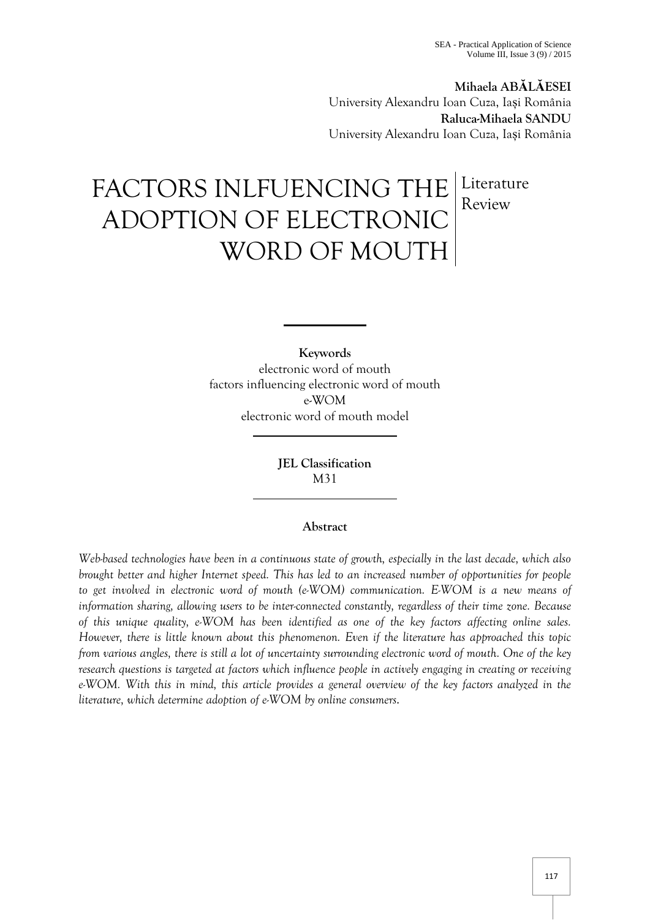**Mihaela ABĂLĂESEI**
University Alexandru Ioan Cuza, Iaşi România
**Raluca-Mihaela SANDU**
University Alexandru Ioan Cuza, Iaşi România

# FACTORS INLFUENCING THE ADOPTION OF ELECTRONIC WORD OF MOUTH

Literature Review

**Keywords**
electronic word of mouth
factors influencing electronic word of mouth
e-WOM
electronic word of mouth model

**JEL Classification**
M31

**Abstract**

*Web-based technologies have been in a continuous state of growth, especially in the last decade, which also brought better and higher Internet speed. This has led to an increased number of opportunities for people to get involved in electronic word of mouth (e-WOM) communication. E-WOM is a new means of information sharing, allowing users to be inter-connected constantly, regardless of their time zone. Because of this unique quality, e-WOM has been identified as one of the key factors affecting online sales. However, there is little known about this phenomenon. Even if the literature has approached this topic from various angles, there is still a lot of uncertainty surrounding electronic word of mouth. One of the key research questions is targeted at factors which influence people in actively engaging in creating or receiving e-WOM. With this in mind, this article provides a general overview of the key factors analyzed in the literature, which determine adoption of e-WOM by online consumers.*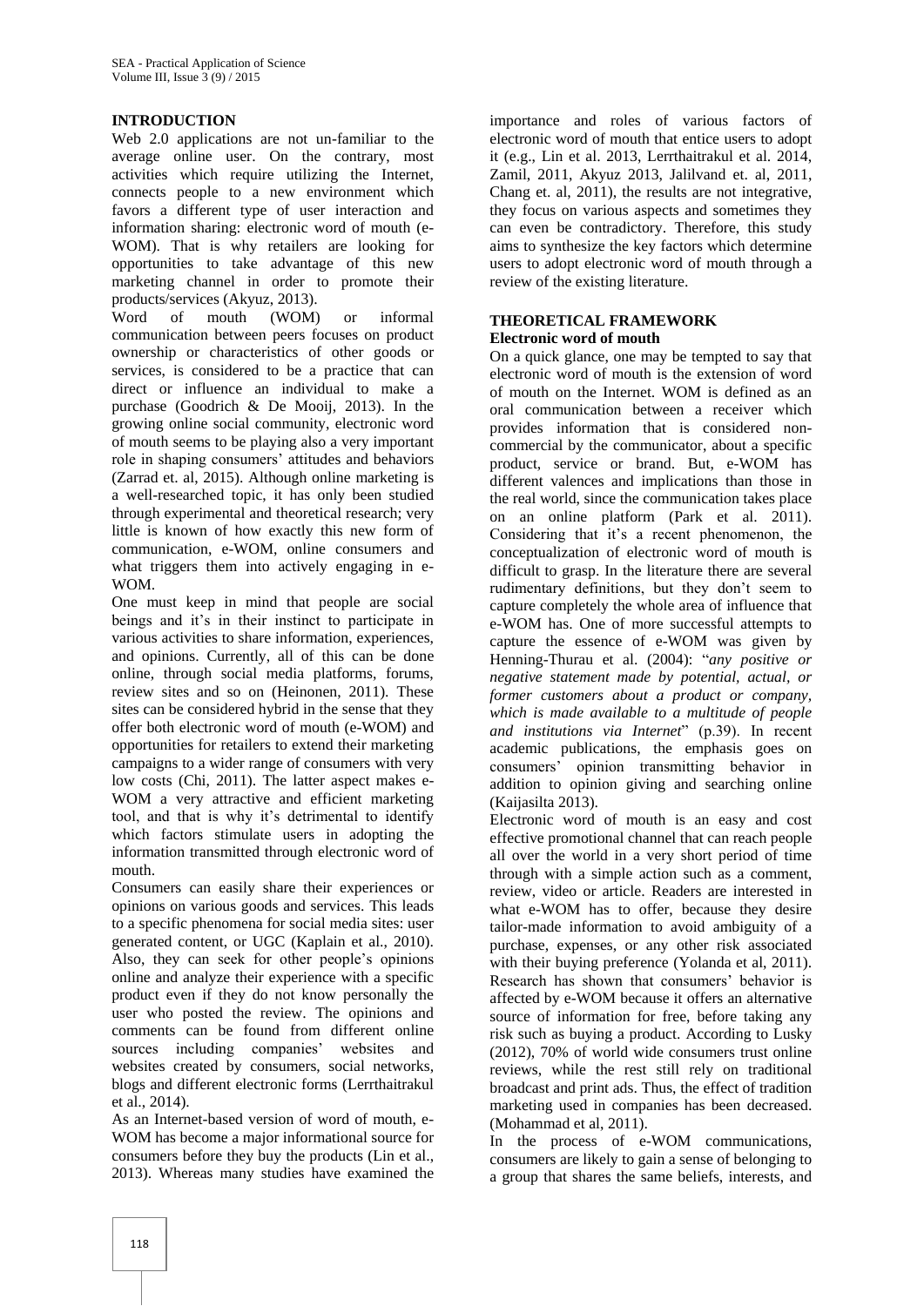## INTRODUCTION

Web 2.0 applications are not un-familiar to the average online user. On the contrary, most activities which require utilizing the Internet, connects people to a new environment which favors a different type of user interaction and information sharing: electronic word of mouth (e-WOM). That is why retailers are looking for opportunities to take advantage of this new marketing channel in order to promote their products/services (Akyuz, 2013).

Word of mouth (WOM) or informal communication between peers focuses on product ownership or characteristics of other goods or services, is considered to be a practice that can direct or influence an individual to make a purchase (Goodrich & De Mooij, 2013). In the growing online social community, electronic word of mouth seems to be playing also a very important role in shaping consumers' attitudes and behaviors (Zarrad et. al, 2015). Although online marketing is a well-researched topic, it has only been studied through experimental and theoretical research; very little is known of how exactly this new form of communication, e-WOM, online consumers and what triggers them into actively engaging in e-WOM.

One must keep in mind that people are social beings and it's in their instinct to participate in various activities to share information, experiences, and opinions. Currently, all of this can be done online, through social media platforms, forums, review sites and so on (Heinonen, 2011). These sites can be considered hybrid in the sense that they offer both electronic word of mouth (e-WOM) and opportunities for retailers to extend their marketing campaigns to a wider range of consumers with very low costs (Chi, 2011). The latter aspect makes e-WOM a very attractive and efficient marketing tool, and that is why it's detrimental to identify which factors stimulate users in adopting the information transmitted through electronic word of mouth.

Consumers can easily share their experiences or opinions on various goods and services. This leads to a specific phenomena for social media sites: user generated content, or UGC (Kaplain et al., 2010). Also, they can seek for other people's opinions online and analyze their experience with a specific product even if they do not know personally the user who posted the review. The opinions and comments can be found from different online sources including companies' websites and websites created by consumers, social networks, blogs and different electronic forms (Lerrthaitrakul et al., 2014).

As an Internet-based version of word of mouth, e-WOM has become a major informational source for consumers before they buy the products (Lin et al., 2013). Whereas many studies have examined the importance and roles of various factors of electronic word of mouth that entice users to adopt it (e.g., Lin et al. 2013, Lerrthaitrakul et al. 2014, Zamil, 2011, Akyuz 2013, Jalilvand et. al, 2011, Chang et. al, 2011), the results are not integrative, they focus on various aspects and sometimes they can even be contradictory. Therefore, this study aims to synthesize the key factors which determine users to adopt electronic word of mouth through a review of the existing literature.

## THEORETICAL FRAMEWORK

### Electronic word of mouth

On a quick glance, one may be tempted to say that electronic word of mouth is the extension of word of mouth on the Internet. WOM is defined as an oral communication between a receiver which provides information that is considered non-commercial by the communicator, about a specific product, service or brand. But, e-WOM has different valences and implications than those in the real world, since the communication takes place on an online platform (Park et al. 2011). Considering that it's a recent phenomenon, the conceptualization of electronic word of mouth is difficult to grasp. In the literature there are several rudimentary definitions, but they don't seem to capture completely the whole area of influence that e-WOM has. One of more successful attempts to capture the essence of e-WOM was given by Henning-Thurau et al. (2004): "*any positive or negative statement made by potential, actual, or former customers about a product or company, which is made available to a multitude of people and institutions via Internet*" (p.39). In recent academic publications, the emphasis goes on consumers' opinion transmitting behavior in addition to opinion giving and searching online (Kaijasilta 2013).

Electronic word of mouth is an easy and cost effective promotional channel that can reach people all over the world in a very short period of time through with a simple action such as a comment, review, video or article. Readers are interested in what e-WOM has to offer, because they desire tailor-made information to avoid ambiguity of a purchase, expenses, or any other risk associated with their buying preference (Yolanda et al, 2011). Research has shown that consumers' behavior is affected by e-WOM because it offers an alternative source of information for free, before taking any risk such as buying a product. According to Lusky (2012), 70% of world wide consumers trust online reviews, while the rest still rely on traditional broadcast and print ads. Thus, the effect of tradition marketing used in companies has been decreased. (Mohammad et al, 2011).

In the process of e-WOM communications, consumers are likely to gain a sense of belonging to a group that shares the same beliefs, interests, and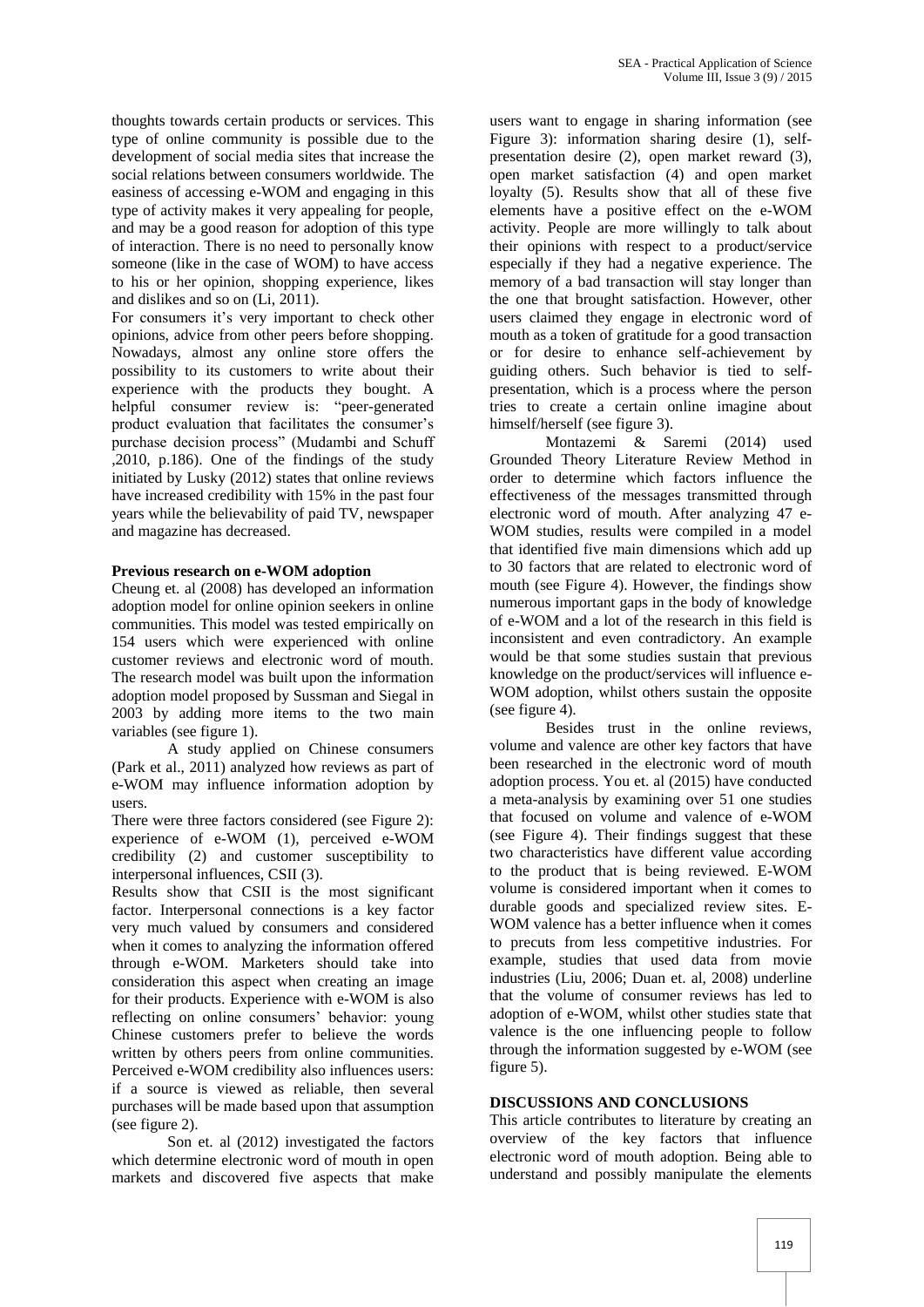thoughts towards certain products or services. This type of online community is possible due to the development of social media sites that increase the social relations between consumers worldwide. The easiness of accessing e-WOM and engaging in this type of activity makes it very appealing for people, and may be a good reason for adoption of this type of interaction. There is no need to personally know someone (like in the case of WOM) to have access to his or her opinion, shopping experience, likes and dislikes and so on (Li, 2011).

For consumers it's very important to check other opinions, advice from other peers before shopping. Nowadays, almost any online store offers the possibility to its customers to write about their experience with the products they bought. A helpful consumer review is: "peer-generated product evaluation that facilitates the consumer's purchase decision process" (Mudambi and Schuff ,2010, p.186). One of the findings of the study initiated by Lusky (2012) states that online reviews have increased credibility with 15% in the past four years while the believability of paid TV, newspaper and magazine has decreased.

**Previous research on e-WOM adoption**

Cheung et. al (2008) has developed an information adoption model for online opinion seekers in online communities. This model was tested empirically on 154 users which were experienced with online customer reviews and electronic word of mouth. The research model was built upon the information adoption model proposed by Sussman and Siegal in 2003 by adding more items to the two main variables (see figure 1).

A study applied on Chinese consumers (Park et al., 2011) analyzed how reviews as part of e-WOM may influence information adoption by users.

There were three factors considered (see Figure 2): experience of e-WOM (1), perceived e-WOM credibility (2) and customer susceptibility to interpersonal influences, CSII (3).

Results show that CSII is the most significant factor. Interpersonal connections is a key factor very much valued by consumers and considered when it comes to analyzing the information offered through e-WOM. Marketers should take into consideration this aspect when creating an image for their products. Experience with e-WOM is also reflecting on online consumers' behavior: young Chinese customers prefer to believe the words written by others peers from online communities. Perceived e-WOM credibility also influences users: if a source is viewed as reliable, then several purchases will be made based upon that assumption (see figure 2).

Son et. al (2012) investigated the factors which determine electronic word of mouth in open markets and discovered five aspects that make users want to engage in sharing information (see Figure 3): information sharing desire (1), self-presentation desire (2), open market reward (3), open market satisfaction (4) and open market loyalty (5). Results show that all of these five elements have a positive effect on the e-WOM activity. People are more willingly to talk about their opinions with respect to a product/service especially if they had a negative experience. The memory of a bad transaction will stay longer than the one that brought satisfaction. However, other users claimed they engage in electronic word of mouth as a token of gratitude for a good transaction or for desire to enhance self-achievement by guiding others. Such behavior is tied to self-presentation, which is a process where the person tries to create a certain online imagine about himself/herself (see figure 3).

Montazemi & Saremi (2014) used Grounded Theory Literature Review Method in order to determine which factors influence the effectiveness of the messages transmitted through electronic word of mouth. After analyzing 47 e-WOM studies, results were compiled in a model that identified five main dimensions which add up to 30 factors that are related to electronic word of mouth (see Figure 4). However, the findings show numerous important gaps in the body of knowledge of e-WOM and a lot of the research in this field is inconsistent and even contradictory. An example would be that some studies sustain that previous knowledge on the product/services will influence e-WOM adoption, whilst others sustain the opposite (see figure 4).

Besides trust in the online reviews, volume and valence are other key factors that have been researched in the electronic word of mouth adoption process. You et. al (2015) have conducted a meta-analysis by examining over 51 one studies that focused on volume and valence of e-WOM (see Figure 4). Their findings suggest that these two characteristics have different value according to the product that is being reviewed. E-WOM volume is considered important when it comes to durable goods and specialized review sites. E-WOM valence has a better influence when it comes to precuts from less competitive industries. For example, studies that used data from movie industries (Liu, 2006; Duan et. al, 2008) underline that the volume of consumer reviews has led to adoption of e-WOM, whilst other studies state that valence is the one influencing people to follow through the information suggested by e-WOM (see figure 5).

## DISCUSSIONS AND CONCLUSIONS

This article contributes to literature by creating an overview of the key factors that influence electronic word of mouth adoption. Being able to understand and possibly manipulate the elements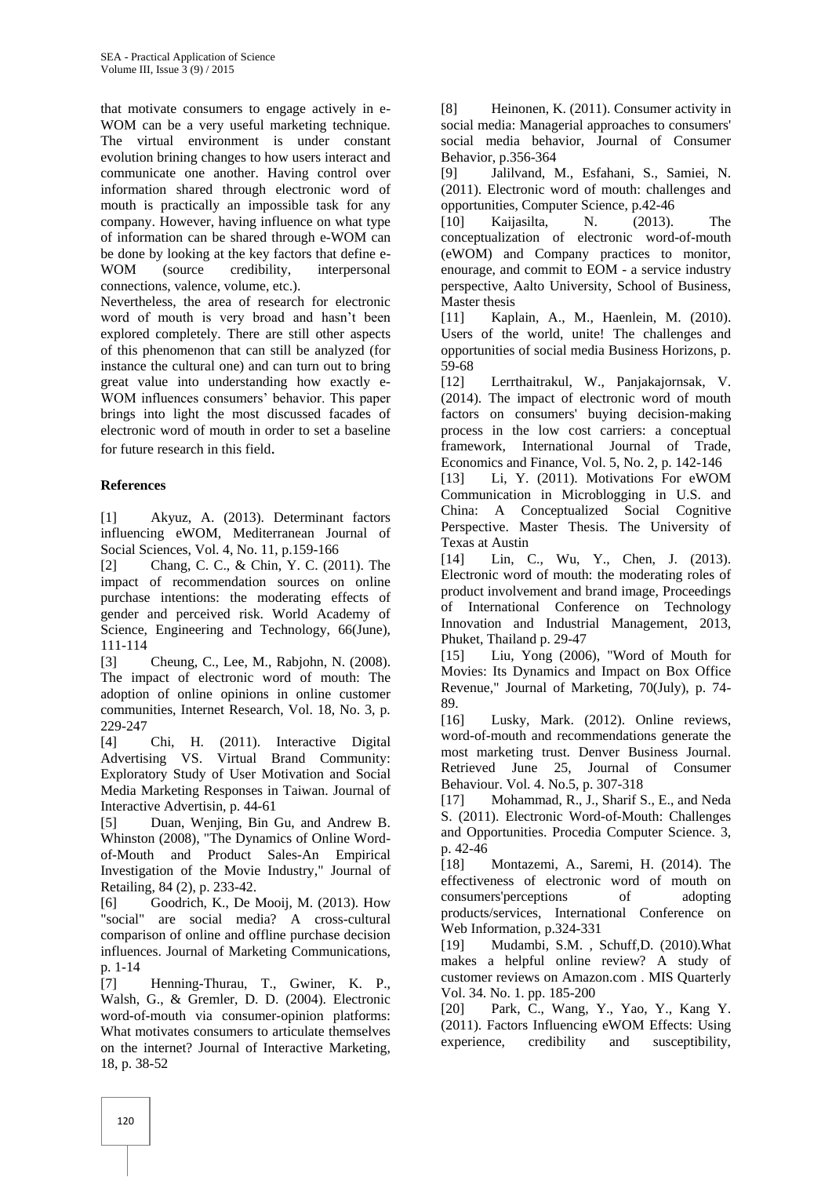that motivate consumers to engage actively in e-WOM can be a very useful marketing technique. The virtual environment is under constant evolution brining changes to how users interact and communicate one another. Having control over information shared through electronic word of mouth is practically an impossible task for any company. However, having influence on what type of information can be shared through e-WOM can be done by looking at the key factors that define e-WOM (source credibility, interpersonal connections, valence, volume, etc.).

Nevertheless, the area of research for electronic word of mouth is very broad and hasn't been explored completely. There are still other aspects of this phenomenon that can still be analyzed (for instance the cultural one) and can turn out to bring great value into understanding how exactly e-WOM influences consumers' behavior. This paper brings into light the most discussed facades of electronic word of mouth in order to set a baseline for future research in this field.

**References**

[1] Akyuz, A. (2013). Determinant factors influencing eWOM, Mediterranean Journal of Social Sciences, Vol. 4, No. 11, p.159-166

[2] Chang, C. C., & Chin, Y. C. (2011). The impact of recommendation sources on online purchase intentions: the moderating effects of gender and perceived risk. World Academy of Science, Engineering and Technology, 66(June), 111-114

[3] Cheung, C., Lee, M., Rabjohn, N. (2008). The impact of electronic word of mouth: The adoption of online opinions in online customer communities, Internet Research, Vol. 18, No. 3, p. 229-247

[4] Chi, H. (2011). Interactive Digital Advertising VS. Virtual Brand Community: Exploratory Study of User Motivation and Social Media Marketing Responses in Taiwan. Journal of Interactive Advertisin, p. 44-61

[5] Duan, Wenjing, Bin Gu, and Andrew B. Whinston (2008), "The Dynamics of Online Word-of-Mouth and Product Sales-An Empirical Investigation of the Movie Industry," Journal of Retailing, 84 (2), p. 233-42.

[6] Goodrich, K., De Mooij, M. (2013). How "social" are social media? A cross-cultural comparison of online and offline purchase decision influences. Journal of Marketing Communications, p. 1-14

[7] Henning-Thurau, T., Gwiner, K. P., Walsh, G., & Gremler, D. D. (2004). Electronic word-of-mouth via consumer-opinion platforms: What motivates consumers to articulate themselves on the internet? Journal of Interactive Marketing, 18, p. 38-52

[8] Heinonen, K. (2011). Consumer activity in social media: Managerial approaches to consumers' social media behavior, Journal of Consumer Behavior, p.356-364

[9] Jalilvand, M., Esfahani, S., Samiei, N. (2011). Electronic word of mouth: challenges and opportunities, Computer Science, p.42-46

[10] Kaijasilta, N. (2013). The conceptualization of electronic word-of-mouth (eWOM) and Company practices to monitor, enourage, and commit to EOM - a service industry perspective, Aalto University, School of Business, Master thesis

[11] Kaplain, A., M., Haenlein, M. (2010). Users of the world, unite! The challenges and opportunities of social media Business Horizons, p. 59-68

[12] Lerrthaitrakul, W., Panjakajornsak, V. (2014). The impact of electronic word of mouth factors on consumers' buying decision-making process in the low cost carriers: a conceptual framework, International Journal of Trade, Economics and Finance, Vol. 5, No. 2, p. 142-146

[13] Li, Y. (2011). Motivations For eWOM Communication in Microblogging in U.S. and China: A Conceptualized Social Cognitive Perspective. Master Thesis. The University of Texas at Austin

[14] Lin, C., Wu, Y., Chen, J. (2013). Electronic word of mouth: the moderating roles of product involvement and brand image, Proceedings of International Conference on Technology Innovation and Industrial Management, 2013, Phuket, Thailand p. 29-47

[15] Liu, Yong (2006), "Word of Mouth for Movies: Its Dynamics and Impact on Box Office Revenue," Journal of Marketing, 70(July), p. 74-89.

[16] Lusky, Mark. (2012). Online reviews, word-of-mouth and recommendations generate the most marketing trust. Denver Business Journal. Retrieved June 25, Journal of Consumer Behaviour. Vol. 4. No.5, p. 307-318

[17] Mohammad, R., J., Sharif S., E., and Neda S. (2011). Electronic Word-of-Mouth: Challenges and Opportunities. Procedia Computer Science. 3, p. 42-46

[18] Montazemi, A., Saremi, H. (2014). The effectiveness of electronic word of mouth on consumers'perceptions of adopting products/services, International Conference on Web Information, p.324-331

[19] Mudambi, S.M. , Schuff,D. (2010).What makes a helpful online review? A study of customer reviews on Amazon.com . MIS Quarterly Vol. 34. No. 1. pp. 185-200

[20] Park, C., Wang, Y., Yao, Y., Kang Y. (2011). Factors Influencing eWOM Effects: Using experience, credibility and susceptibility,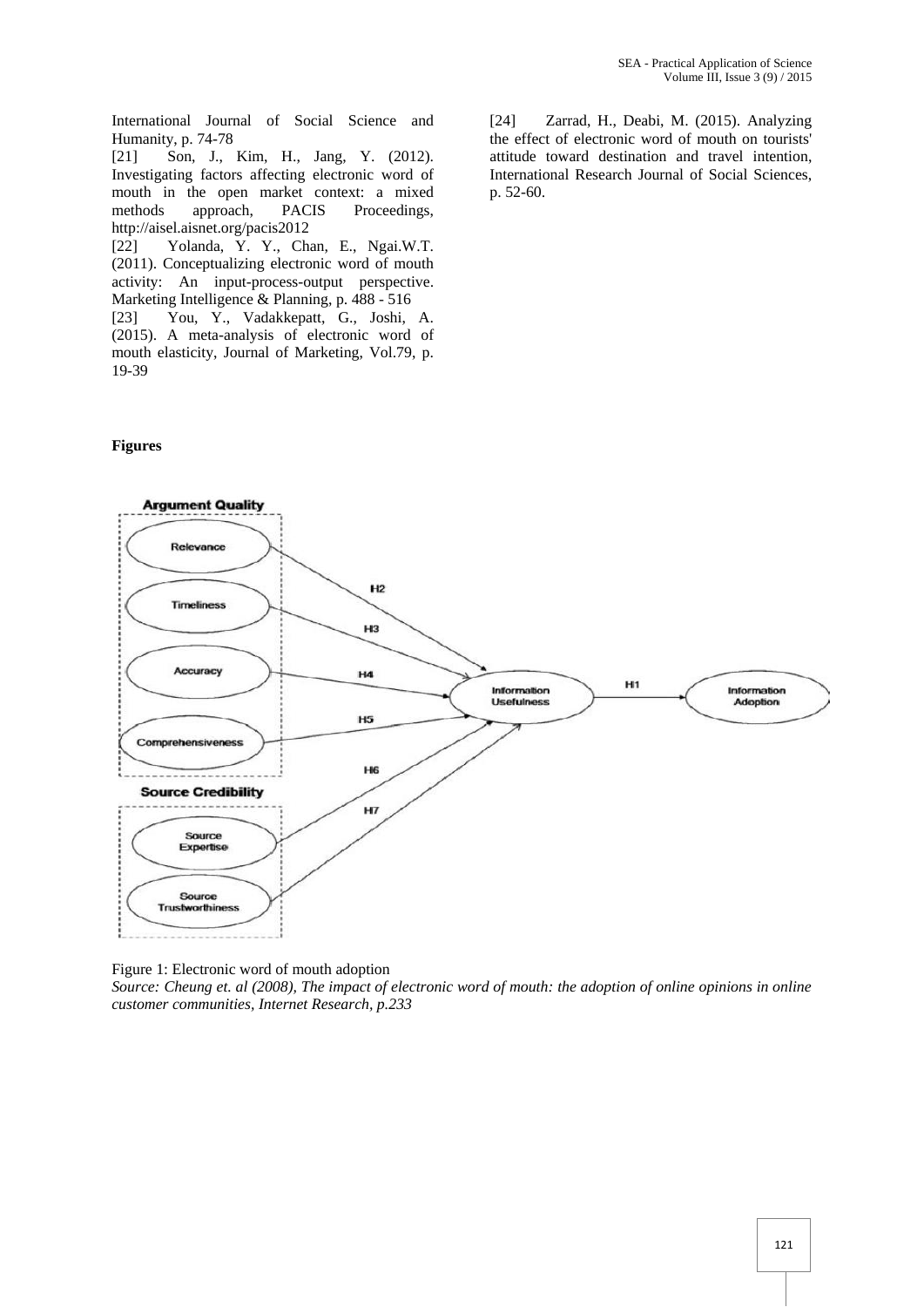International Journal of Social Science and Humanity, p. 74-78

[21] Son, J., Kim, H., Jang, Y. (2012). Investigating factors affecting electronic word of mouth in the open market context: a mixed methods approach, PACIS Proceedings, http://aisel.aisnet.org/pacis2012

[22] Yolanda, Y. Y., Chan, E., Ngai.W.T. (2011). Conceptualizing electronic word of mouth activity: An input-process-output perspective. Marketing Intelligence & Planning, p. 488 - 516

[23] You, Y., Vadakkepatt, G., Joshi, A. (2015). A meta-analysis of electronic word of mouth elasticity, Journal of Marketing, Vol.79, p. 19-39

[24] Zarrad, H., Deabi, M. (2015). Analyzing the effect of electronic word of mouth on tourists' attitude toward destination and travel intention, International Research Journal of Social Sciences, p. 52-60.

**Figures**

Figure 1: Electronic word of mouth adoption

*Source: Cheung et. al (2008), The impact of electronic word of mouth: the adoption of online opinions in online customer communities, Internet Research, p.233*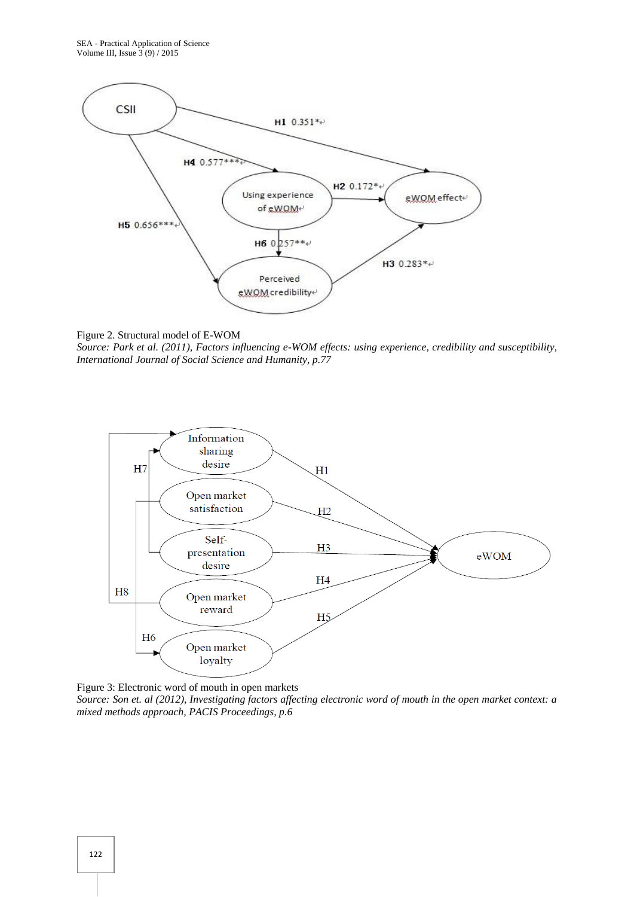Figure 2. Structural model of E-WOM

*Source: Park et al. (2011), Factors influencing e-WOM effects: using experience, credibility and susceptibility, International Journal of Social Science and Humanity, p.77*

Figure 3: Electronic word of mouth in open markets

*Source: Son et. al (2012), Investigating factors affecting electronic word of mouth in the open market context: a mixed methods approach, PACIS Proceedings, p.6*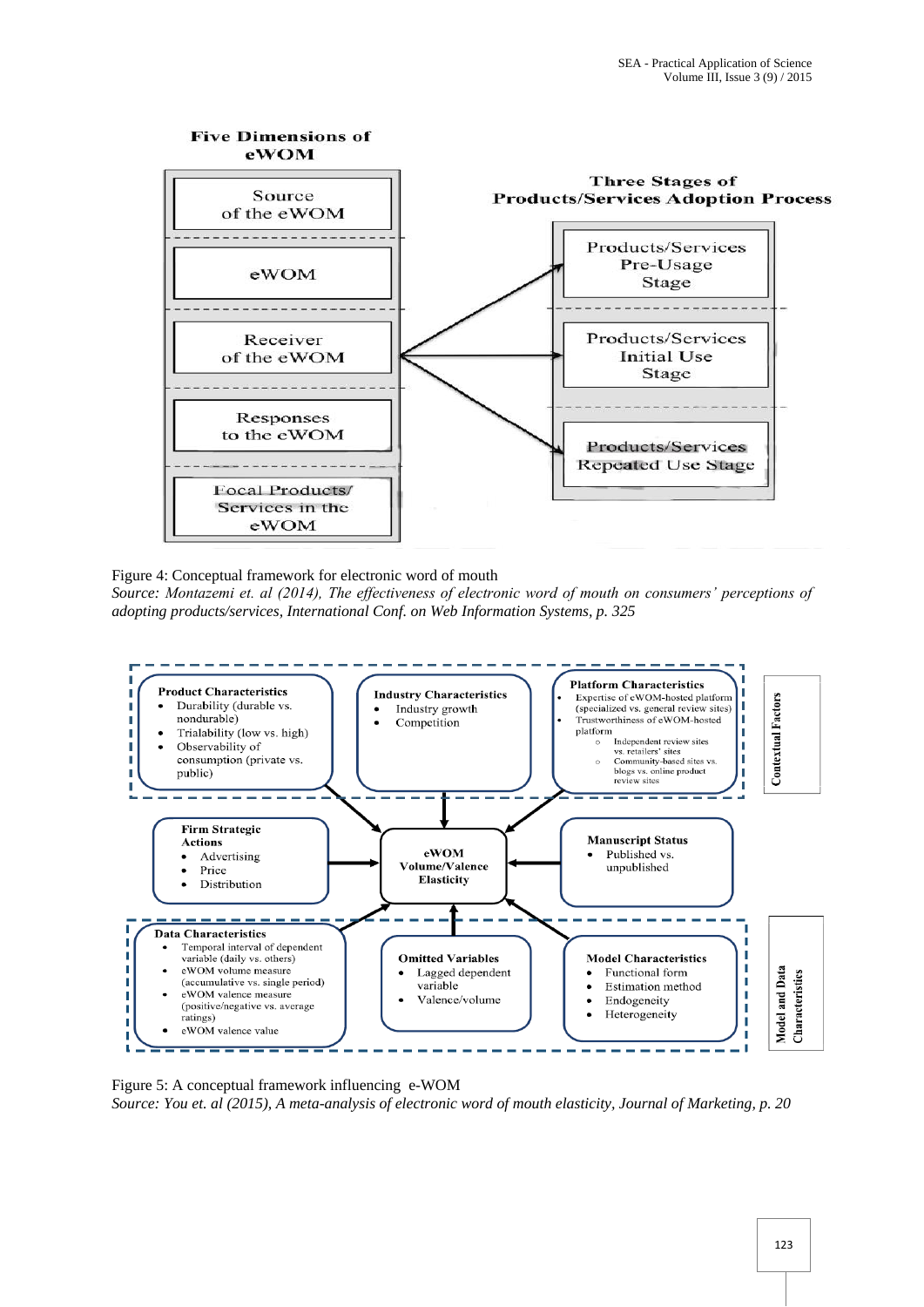Five Dimensions of eWOM

Source of the eWOM

eWOM

Receiver of the eWOM

Responses to the eWOM

Focal Products/ Services in the eWOM

Three Stages of Products/Services Adoption Process

Products/Services Pre-Usage Stage

Products/Services Initial Use Stage

Products/Services Repeated Use Stage

Figure 4: Conceptual framework for electronic word of mouth

*Source: Montazemi et. al (2014), The effectiveness of electronic word of mouth on consumers' perceptions of adopting products/services, International Conf. on Web Information Systems, p. 325*

Product Characteristics
- Durability (durable vs. nondurable)
- Trialability (low vs. high)
- Observability of consumption (private vs. public)

Industry Characteristics
- Industry growth
- Competition

Platform Characteristics
- Expertise of eWOM-hosted platform (specialized vs. general review sites)
- Trustworthiness of eWOM-hosted platform
  - Independent review sites vs. retailers' sites
  - Community-based sites vs. blogs vs. online product review sites

Contextual Factors

Firm Strategic Actions
- Advertising
- Price
- Distribution

eWOM Volume/Valence Elasticity

Manuscript Status
- Published vs. unpublished

Data Characteristics
- Temporal interval of dependent variable (daily vs. others)
- eWOM volume measure (accumulative vs. single period)
- eWOM valence measure (positive/negative vs. average ratings)
- eWOM valence value

Omitted Variables
- Lagged dependent variable
- Valence/volume

Model Characteristics
- Functional form
- Estimation method
- Endogeneity
- Heterogeneity

Model and Data Characterisics

Figure 5: A conceptual framework influencing e-WOM

*Source: You et. al (2015), A meta-analysis of electronic word of mouth elasticity, Journal of Marketing, p. 20*